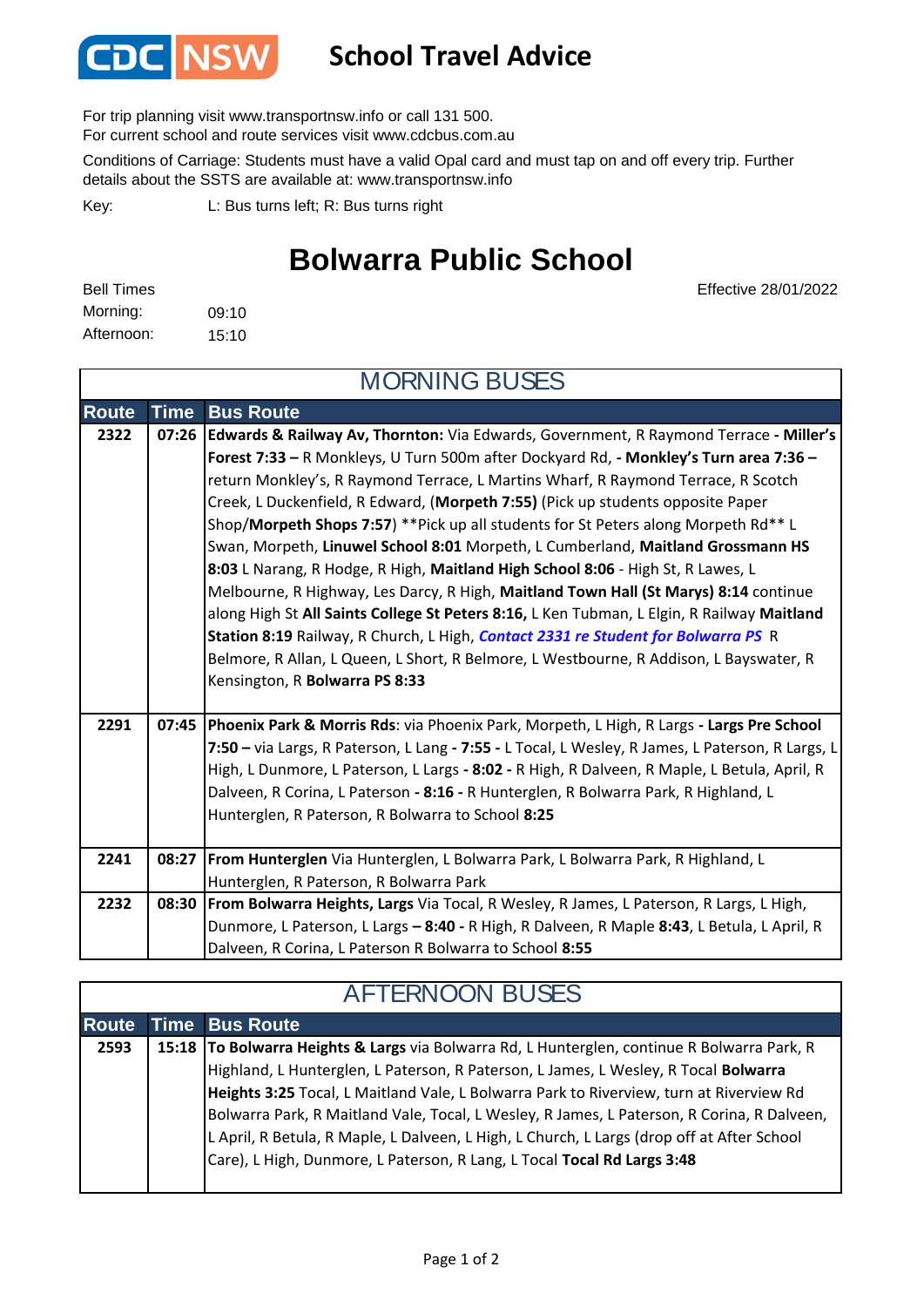CDC NSW

# School Travel Advice

For trip planning visit www.transportnsw.info or call 131 500.
For current school and route services visit www.cdcbus.com.au

Conditions of Carriage: Students must have a valid Opal card and must tap on and off every trip. Further details about the SSTS are available at: www.transportnsw.info

Key: L: Bus turns left; R: Bus turns right

## Bolwarra Public School

Effective 28/01/2022

Bell Times
Morning: 09:10
Afternoon: 15:10

### MORNING BUSES

| Route | Time | Bus Route |
|---|---|---|
| 2322 | 07:26 | **Edwards & Railway Av, Thornton:** Via Edwards, Government, R Raymond Terrace **- Miller's Forest 7:33 –** R Monkleys, U Turn 500m after Dockyard Rd, **- Monkley's Turn area 7:36 –** return Monkley's, R Raymond Terrace, L Martins Wharf, R Raymond Terrace, R Scotch Creek, L Duckenfield, R Edward, (**Morpeth 7:55**) (Pick up students opposite Paper Shop/**Morpeth Shops 7:57**) **Pick up all students for St Peters along Morpeth Rd** L Swan, Morpeth, **Linuwel School 8:01** Morpeth, L Cumberland, **Maitland Grossmann HS 8:03** L Narang, R Hodge, R High, **Maitland High School 8:06** - High St, R Lawes, L Melbourne, R Highway, Les Darcy, R High, **Maitland Town Hall (St Marys) 8:14** continue along High St **All Saints College St Peters 8:16,** L Ken Tubman, L Elgin, R Railway **Maitland Station 8:19** Railway, R Church, L High, ***Contact 2331 re Student for Bolwarra PS*** R Belmore, R Allan, L Queen, L Short, R Belmore, L Westbourne, R Addison, L Bayswater, R Kensington, R **Bolwarra PS 8:33** |
| 2291 | 07:45 | **Phoenix Park & Morris Rds**: via Phoenix Park, Morpeth, L High, R Largs **- Largs Pre School 7:50 –** via Largs, R Paterson, L Lang **- 7:55 -** L Tocal, L Wesley, R James, L Paterson, R Largs, L High, L Dunmore, L Paterson, L Largs **- 8:02 -** R High, R Dalveen, R Maple, L Betula, April, R Dalveen, R Corina, L Paterson **- 8:16 -** R Hunterglen, R Bolwarra Park, R Highland, L Hunterglen, R Paterson, R Bolwarra to School **8:25** |
| 2241 | 08:27 | **From Hunterglen** Via Hunterglen, L Bolwarra Park, L Bolwarra Park, R Highland, L Hunterglen, R Paterson, R Bolwarra Park |
| 2232 | 08:30 | **From Bolwarra Heights, Largs** Via Tocal, R Wesley, R James, L Paterson, R Largs, L High, Dunmore, L Paterson, L Largs **– 8:40 -** R High, R Dalveen, R Maple **8:43**, L Betula, L April, R Dalveen, R Corina, L Paterson R Bolwarra to School **8:55** |

### AFTERNOON BUSES

| Route | Time | Bus Route |
|---|---|---|
| 2593 | 15:18 | **To Bolwarra Heights & Largs** via Bolwarra Rd, L Hunterglen, continue R Bolwarra Park, R Highland, L Hunterglen, L Paterson, R Paterson, L James, L Wesley, R Tocal **Bolwarra Heights 3:25** Tocal, L Maitland Vale, L Bolwarra Park to Riverview, turn at Riverview Rd Bolwarra Park, R Maitland Vale, Tocal, L Wesley, R James, L Paterson, R Corina, R Dalveen, L April, R Betula, R Maple, L Dalveen, L High, L Church, L Largs (drop off at After School Care), L High, Dunmore, L Paterson, R Lang, L Tocal **Tocal Rd Largs 3:48** |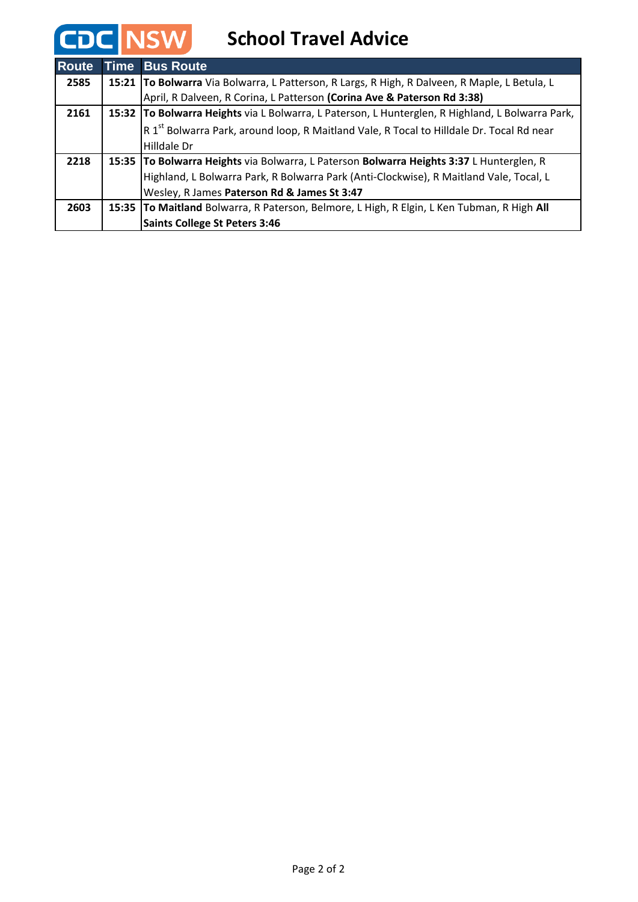# School Travel Advice

| Route | Time | Bus Route |
|---|---|---|
| 2585 | 15:21 | **To Bolwarra** Via Bolwarra, L Patterson, R Largs, R High, R Dalveen, R Maple, L Betula, L April, R Dalveen, R Corina, L Patterson **(Corina Ave & Paterson Rd 3:38)** |
| 2161 | 15:32 | **To Bolwarra Heights** via L Bolwarra, L Paterson, L Hunterglen, R Highland, L Bolwarra Park, R 1st Bolwarra Park, around loop, R Maitland Vale, R Tocal to Hilldale Dr. Tocal Rd near Hilldale Dr |
| 2218 | 15:35 | **To Bolwarra Heights** via Bolwarra, L Paterson **Bolwarra Heights 3:37** L Hunterglen, R Highland, L Bolwarra Park, R Bolwarra Park (Anti-Clockwise), R Maitland Vale, Tocal, L Wesley, R James **Paterson Rd & James St 3:47** |
| 2603 | 15:35 | **To Maitland** Bolwarra, R Paterson, Belmore, L High, R Elgin, L Ken Tubman, R High **All Saints College St Peters 3:46** |